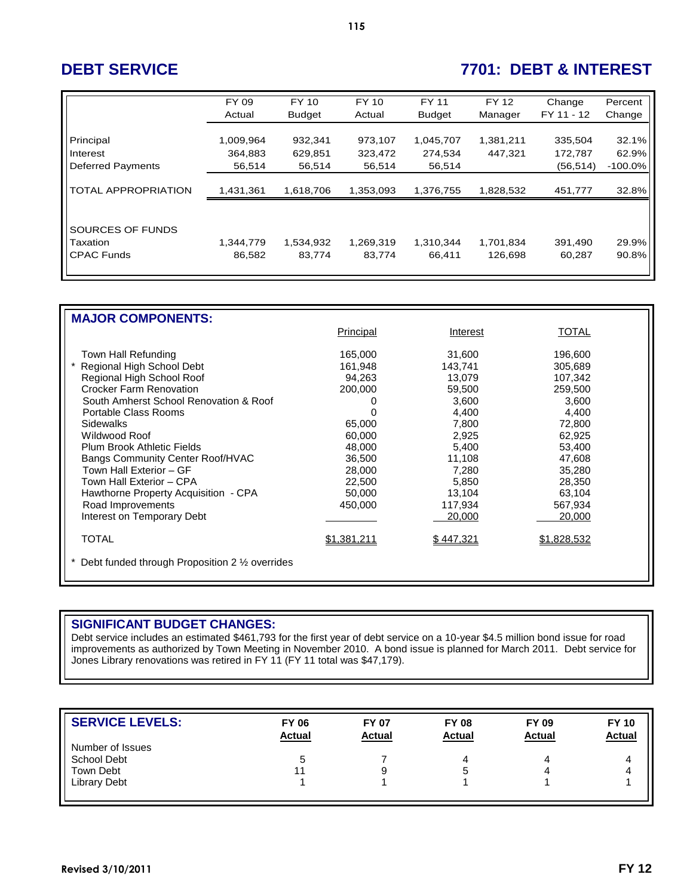# DEBT SERVICE

# 7701: DEBT & INTEREST

| | FY 09 Actual | FY 10 Budget | FY 10 Actual | FY 11 Budget | FY 12 Manager | Change FY 11 - 12 | Percent Change |
|---|---|---|---|---|---|---|---|
| Principal | 1,009,964 | 932,341 | 973,107 | 1,045,707 | 1,381,211 | 335,504 | 32.1% |
| Interest | 364,883 | 629,851 | 323,472 | 274,534 | 447,321 | 172,787 | 62.9% |
| Deferred Payments | 56,514 | 56,514 | 56,514 | 56,514 | | (56,514) | -100.0% |
| TOTAL APPROPRIATION | 1,431,361 | 1,618,706 | 1,353,093 | 1,376,755 | 1,828,532 | 451,777 | 32.8% |
| SOURCES OF FUNDS | | | | | | | |
| Taxation | 1,344,779 | 1,534,932 | 1,269,319 | 1,310,344 | 1,701,834 | 391,490 | 29.9% |
| CPAC Funds | 86,582 | 83,774 | 83,774 | 66,411 | 126,698 | 60,287 | 90.8% |

## MAJOR COMPONENTS:

| | Principal | Interest | TOTAL |
|---|---|---|---|
| Town Hall Refunding | 165,000 | 31,600 | 196,600 |
| * Regional High School Debt | 161,948 | 143,741 | 305,689 |
| Regional High School Roof | 94,263 | 13,079 | 107,342 |
| Crocker Farm Renovation | 200,000 | 59,500 | 259,500 |
| South Amherst School Renovation & Roof | 0 | 3,600 | 3,600 |
| Portable Class Rooms | 0 | 4,400 | 4,400 |
| Sidewalks | 65,000 | 7,800 | 72,800 |
| Wildwood Roof | 60,000 | 2,925 | 62,925 |
| Plum Brook Athletic Fields | 48,000 | 5,400 | 53,400 |
| Bangs Community Center Roof/HVAC | 36,500 | 11,108 | 47,608 |
| Town Hall Exterior – GF | 28,000 | 7,280 | 35,280 |
| Town Hall Exterior – CPA | 22,500 | 5,850 | 28,350 |
| Hawthorne Property Acquisition - CPA | 50,000 | 13,104 | 63,104 |
| Road Improvements | 450,000 | 117,934 | 567,934 |
| Interest on Temporary Debt | | 20,000 | 20,000 |
| TOTAL | $1,381,211 | $ 447,321 | $1,828,532 |

\* Debt funded through Proposition 2 ½ overrides

## SIGNIFICANT BUDGET CHANGES:

Debt service includes an estimated $461,793 for the first year of debt service on a 10-year $4.5 million bond issue for road improvements as authorized by Town Meeting in November 2010. A bond issue is planned for March 2011. Debt service for Jones Library renovations was retired in FY 11 (FY 11 total was $47,179).

## SERVICE LEVELS:

| | FY 06 Actual | FY 07 Actual | FY 08 Actual | FY 09 Actual | FY 10 Actual |
|---|---|---|---|---|---|
| Number of Issues | | | | | |
| School Debt | 5 | 7 | 4 | 4 | 4 |
| Town Debt | 11 | 9 | 5 | 4 | 4 |
| Library Debt | 1 | 1 | 1 | 1 | 1 |

Revised 3/10/2011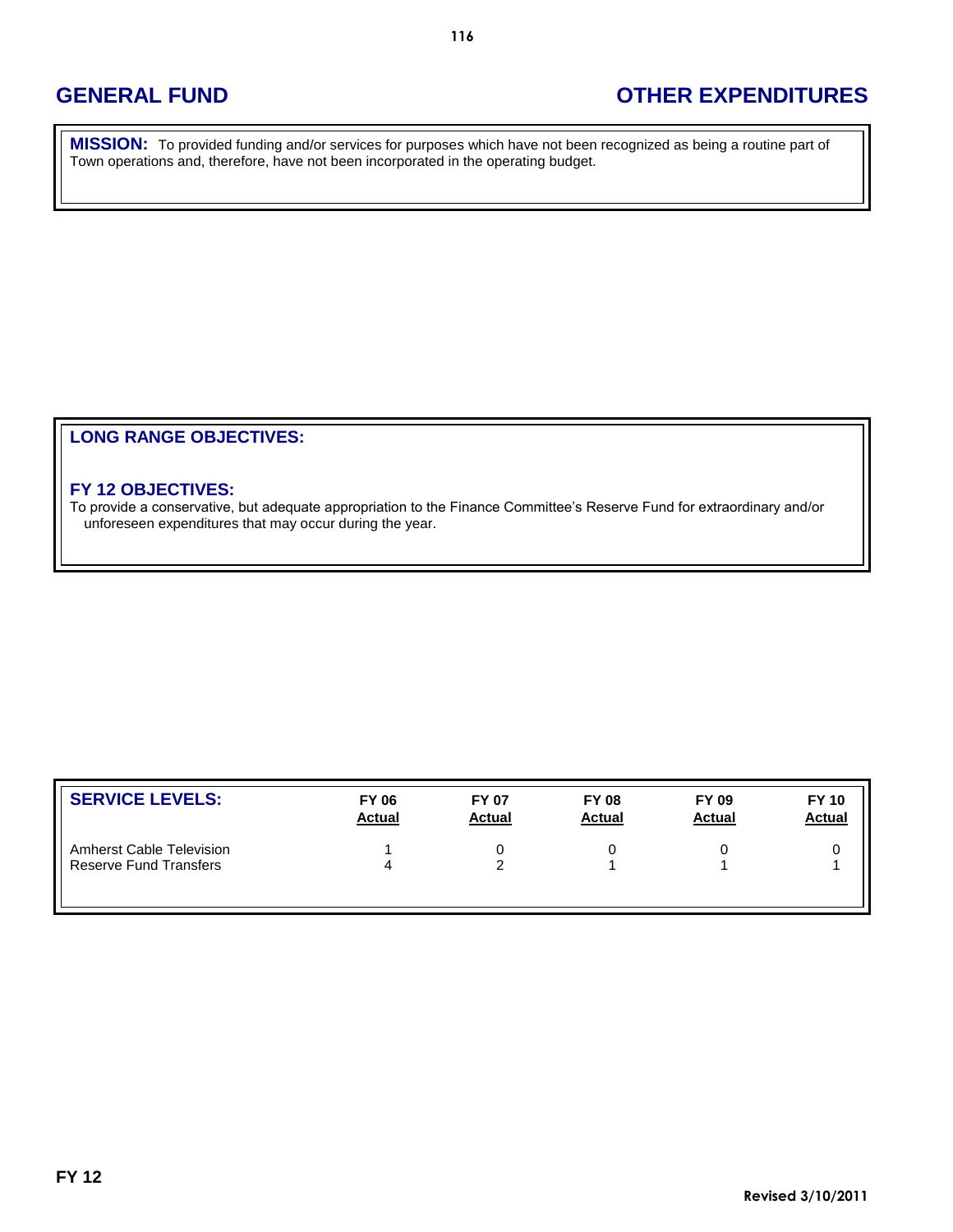# GENERAL FUND

# OTHER EXPENDITURES

**MISSION:** To provided funding and/or services for purposes which have not been recognized as being a routine part of Town operations and, therefore, have not been incorporated in the operating budget.

## LONG RANGE OBJECTIVES:

## FY 12 OBJECTIVES:

To provide a conservative, but adequate appropriation to the Finance Committee's Reserve Fund for extraordinary and/or unforeseen expenditures that may occur during the year.

| SERVICE LEVELS: | FY 06 Actual | FY 07 Actual | FY 08 Actual | FY 09 Actual | FY 10 Actual |
|---|---|---|---|---|---|
| Amherst Cable Television | 1 | 0 | 0 | 0 | 0 |
| Reserve Fund Transfers | 4 | 2 | 1 | 1 | 1 |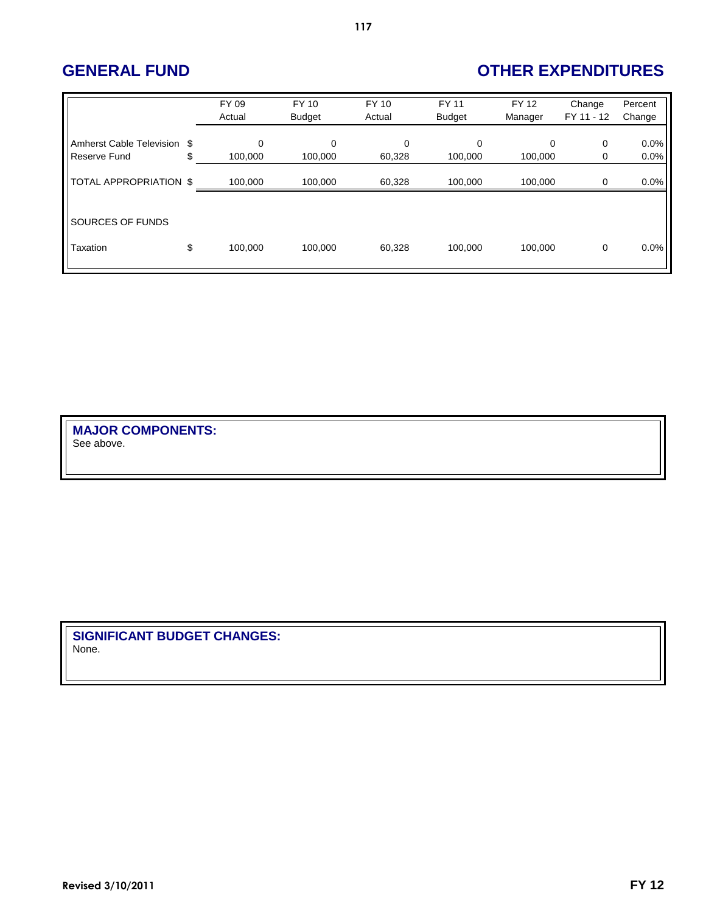## GENERAL FUND

## OTHER EXPENDITURES

| | | FY 09 Actual | FY 10 Budget | FY 10 Actual | FY 11 Budget | FY 12 Manager | Change FY 11 - 12 | Percent Change |
|---|---|---|---|---|---|---|---|---|
| Amherst Cable Television | $ | 0 | 0 | 0 | 0 | 0 | 0 | 0.0% |
| Reserve Fund | $ | 100,000 | 100,000 | 60,328 | 100,000 | 100,000 | 0 | 0.0% |
| TOTAL APPROPRIATION | $ | 100,000 | 100,000 | 60,328 | 100,000 | 100,000 | 0 | 0.0% |
| SOURCES OF FUNDS | | | | | | | | |
| Taxation | $ | 100,000 | 100,000 | 60,328 | 100,000 | 100,000 | 0 | 0.0% |

**MAJOR COMPONENTS:**
See above.

**SIGNIFICANT BUDGET CHANGES:**
None.

Revised 3/10/2011

FY 12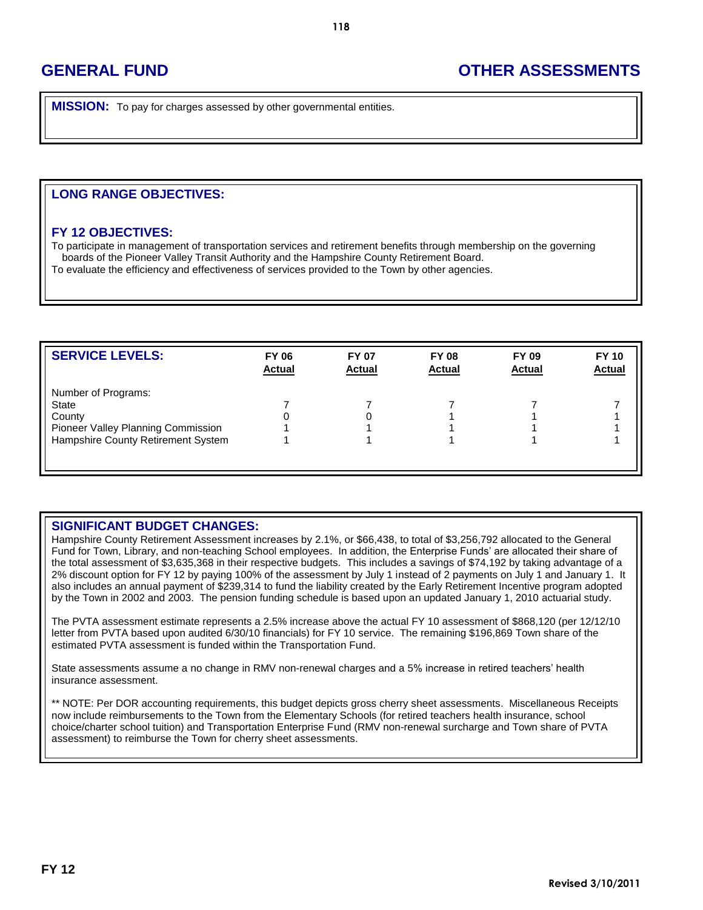## GENERAL FUND

## OTHER ASSESSMENTS

**MISSION:** To pay for charges assessed by other governmental entities.

### LONG RANGE OBJECTIVES:

### FY 12 OBJECTIVES:

To participate in management of transportation services and retirement benefits through membership on the governing boards of the Pioneer Valley Transit Authority and the Hampshire County Retirement Board.

To evaluate the efficiency and effectiveness of services provided to the Town by other agencies.

| SERVICE LEVELS: | FY 06 Actual | FY 07 Actual | FY 08 Actual | FY 09 Actual | FY 10 Actual |
|---|---|---|---|---|---|
| Number of Programs: | | | | | |
| State | 7 | 7 | 7 | 7 | 7 |
| County | 0 | 0 | 1 | 1 | 1 |
| Pioneer Valley Planning Commission | 1 | 1 | 1 | 1 | 1 |
| Hampshire County Retirement System | 1 | 1 | 1 | 1 | 1 |

### SIGNIFICANT BUDGET CHANGES:

Hampshire County Retirement Assessment increases by 2.1%, or $66,438, to total of $3,256,792 allocated to the General Fund for Town, Library, and non-teaching School employees. In addition, the Enterprise Funds' are allocated their share of the total assessment of $3,635,368 in their respective budgets. This includes a savings of $74,192 by taking advantage of a 2% discount option for FY 12 by paying 100% of the assessment by July 1 instead of 2 payments on July 1 and January 1. It also includes an annual payment of $239,314 to fund the liability created by the Early Retirement Incentive program adopted by the Town in 2002 and 2003. The pension funding schedule is based upon an updated January 1, 2010 actuarial study.

The PVTA assessment estimate represents a 2.5% increase above the actual FY 10 assessment of $868,120 (per 12/12/10 letter from PVTA based upon audited 6/30/10 financials) for FY 10 service. The remaining $196,869 Town share of the estimated PVTA assessment is funded within the Transportation Fund.

State assessments assume a no change in RMV non-renewal charges and a 5% increase in retired teachers' health insurance assessment.

** NOTE: Per DOR accounting requirements, this budget depicts gross cherry sheet assessments. Miscellaneous Receipts now include reimbursements to the Town from the Elementary Schools (for retired teachers health insurance, school choice/charter school tuition) and Transportation Enterprise Fund (RMV non-renewal surcharge and Town share of PVTA assessment) to reimburse the Town for cherry sheet assessments.

FY 12

Revised 3/10/2011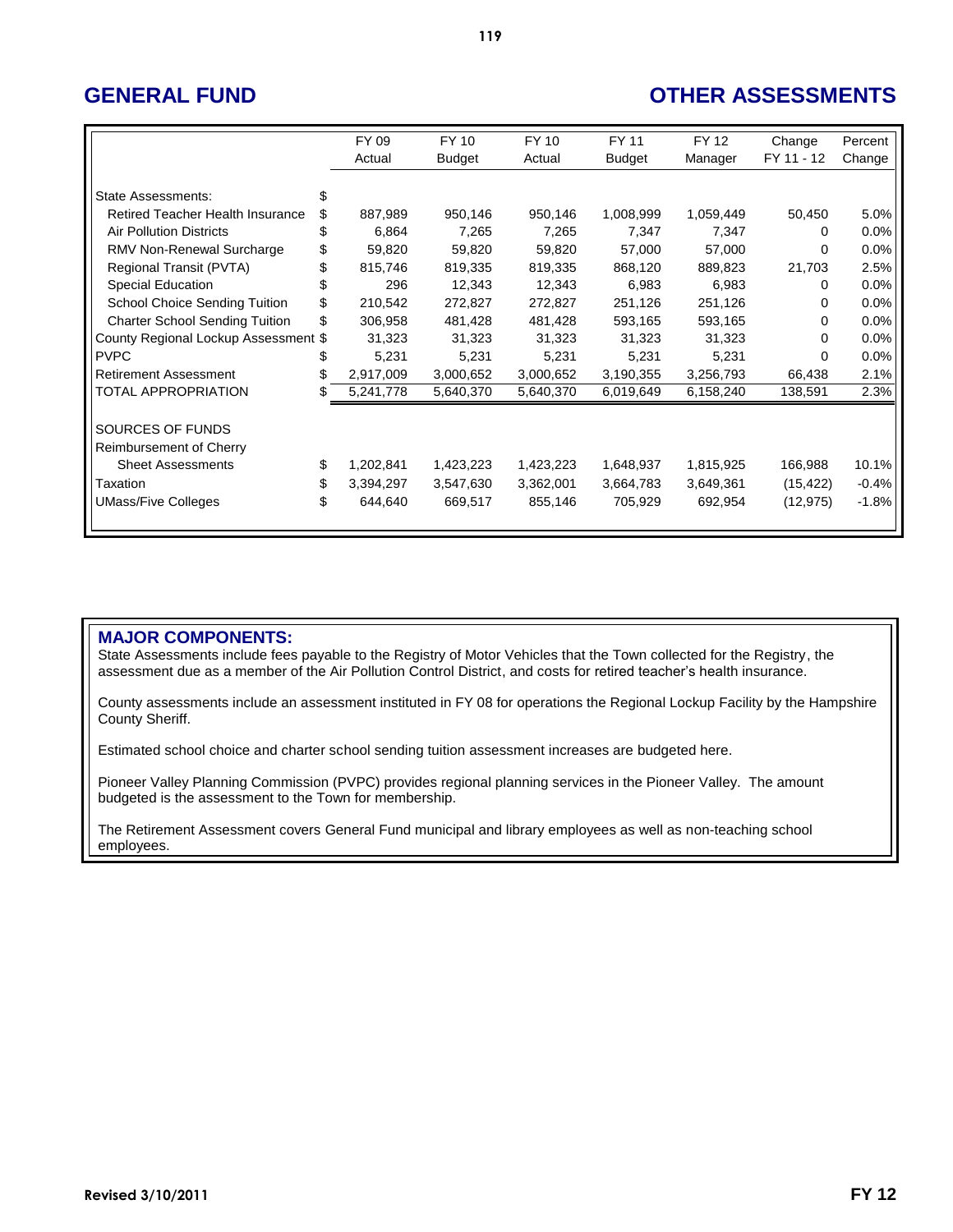## GENERAL FUND

## OTHER ASSESSMENTS

| | | FY 09 Actual | FY 10 Budget | FY 10 Actual | FY 11 Budget | FY 12 Manager | Change FY 11 - 12 | Percent Change |
|---|---|---|---|---|---|---|---|---|
| State Assessments: | $ | | | | | | | |
| Retired Teacher Health Insurance | $ | 887,989 | 950,146 | 950,146 | 1,008,999 | 1,059,449 | 50,450 | 5.0% |
| Air Pollution Districts | $ | 6,864 | 7,265 | 7,265 | 7,347 | 7,347 | 0 | 0.0% |
| RMV Non-Renewal Surcharge | $ | 59,820 | 59,820 | 59,820 | 57,000 | 57,000 | 0 | 0.0% |
| Regional Transit (PVTA) | $ | 815,746 | 819,335 | 819,335 | 868,120 | 889,823 | 21,703 | 2.5% |
| Special Education | $ | 296 | 12,343 | 12,343 | 6,983 | 6,983 | 0 | 0.0% |
| School Choice Sending Tuition | $ | 210,542 | 272,827 | 272,827 | 251,126 | 251,126 | 0 | 0.0% |
| Charter School Sending Tuition | $ | 306,958 | 481,428 | 481,428 | 593,165 | 593,165 | 0 | 0.0% |
| County Regional Lockup Assessment | $ | 31,323 | 31,323 | 31,323 | 31,323 | 31,323 | 0 | 0.0% |
| PVPC | $ | 5,231 | 5,231 | 5,231 | 5,231 | 5,231 | 0 | 0.0% |
| Retirement Assessment | $ | 2,917,009 | 3,000,652 | 3,000,652 | 3,190,355 | 3,256,793 | 66,438 | 2.1% |
| TOTAL APPROPRIATION | $ | 5,241,778 | 5,640,370 | 5,640,370 | 6,019,649 | 6,158,240 | 138,591 | 2.3% |
| SOURCES OF FUNDS | | | | | | | | |
| Reimbursement of Cherry Sheet Assessments | $ | 1,202,841 | 1,423,223 | 1,423,223 | 1,648,937 | 1,815,925 | 166,988 | 10.1% |
| Taxation | $ | 3,394,297 | 3,547,630 | 3,362,001 | 3,664,783 | 3,649,361 | (15,422) | -0.4% |
| UMass/Five Colleges | $ | 644,640 | 669,517 | 855,146 | 705,929 | 692,954 | (12,975) | -1.8% |

### MAJOR COMPONENTS:

State Assessments include fees payable to the Registry of Motor Vehicles that the Town collected for the Registry, the assessment due as a member of the Air Pollution Control District, and costs for retired teacher's health insurance.

County assessments include an assessment instituted in FY 08 for operations the Regional Lockup Facility by the Hampshire County Sheriff.

Estimated school choice and charter school sending tuition assessment increases are budgeted here.

Pioneer Valley Planning Commission (PVPC) provides regional planning services in the Pioneer Valley. The amount budgeted is the assessment to the Town for membership.

The Retirement Assessment covers General Fund municipal and library employees as well as non-teaching school employees.